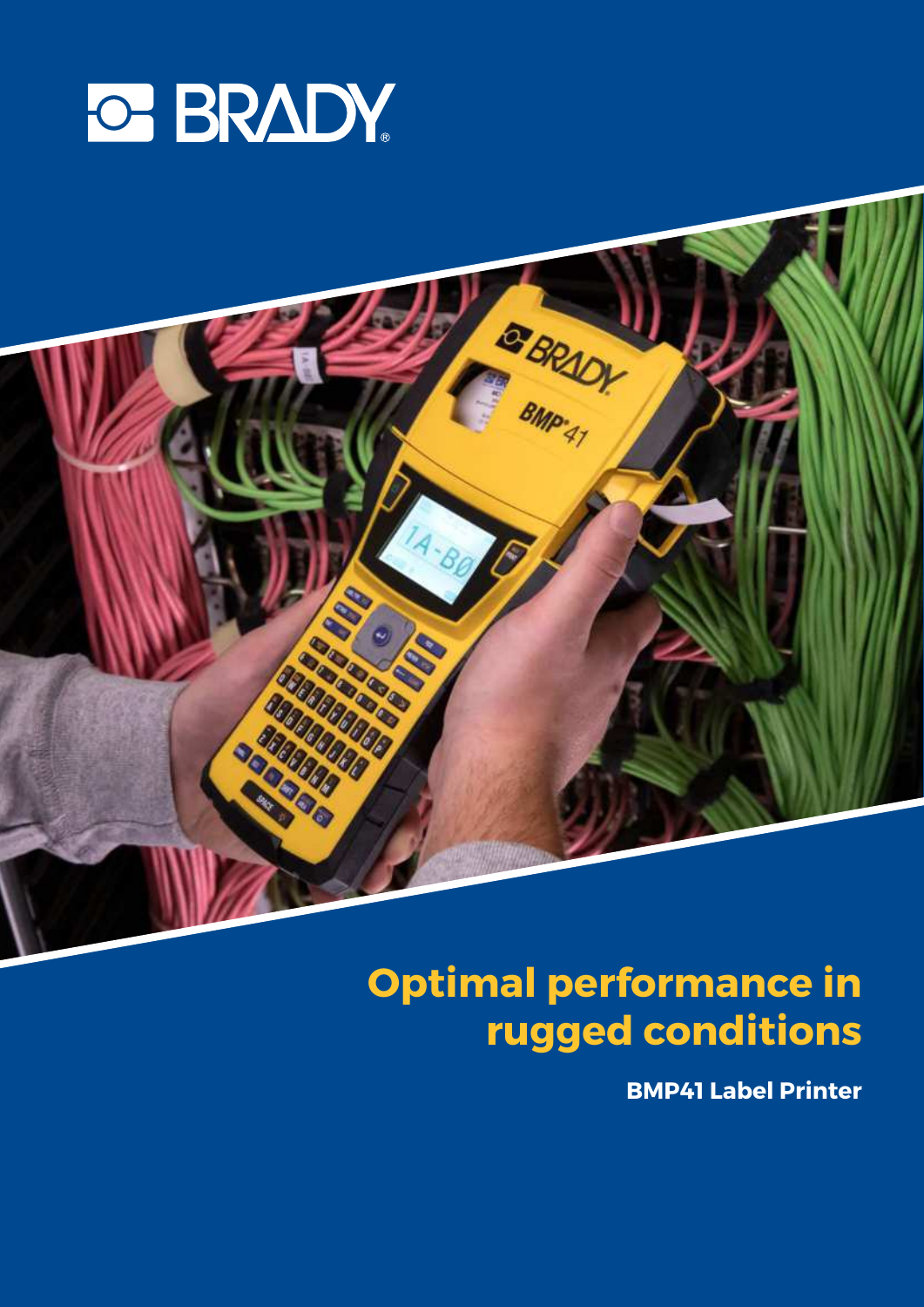BRADY

# Optimal performance in rugged conditions

**BMP41 Label Printer**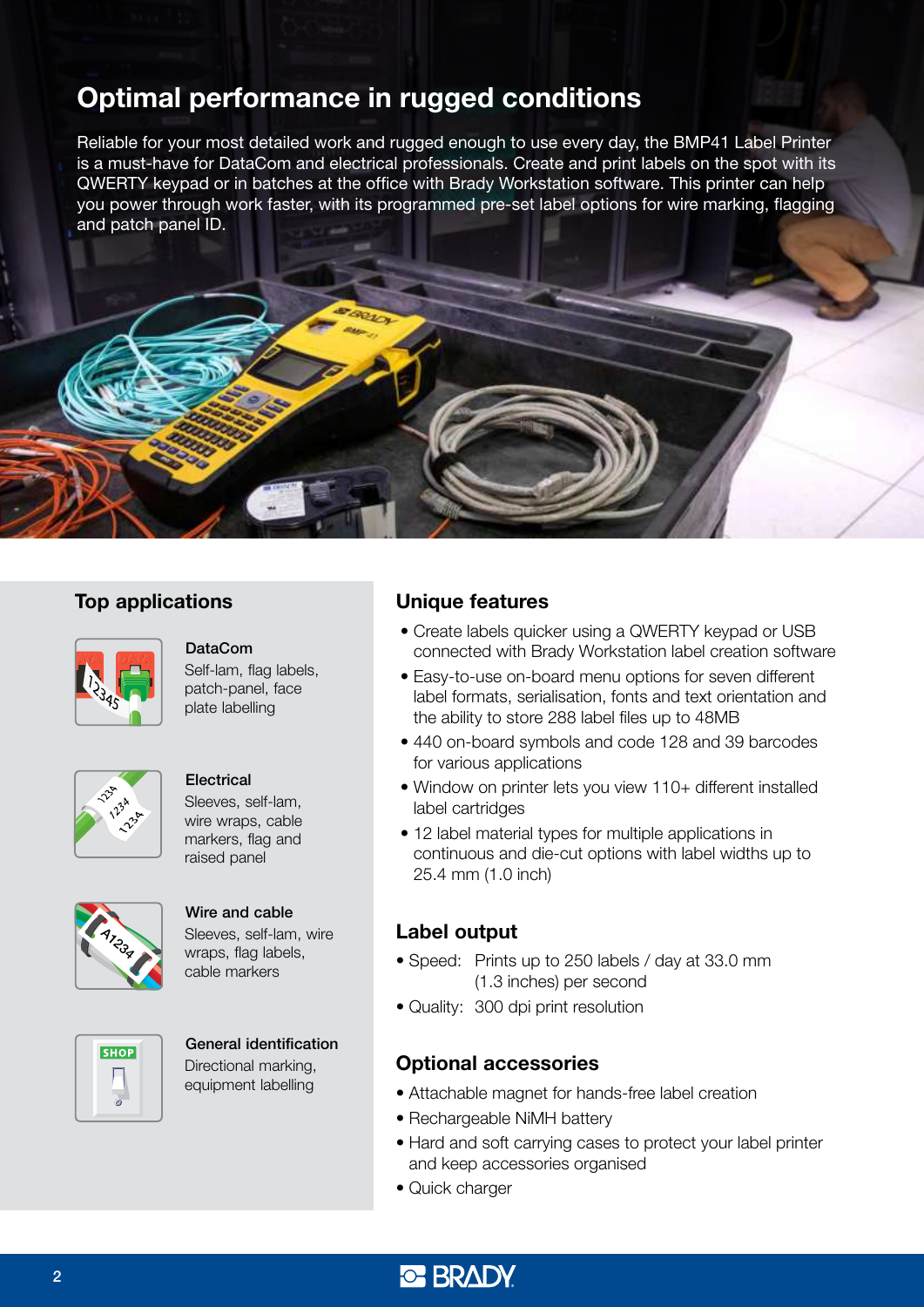# Optimal performance in rugged conditions

Reliable for your most detailed work and rugged enough to use every day, the BMP41 Label Printer is a must-have for DataCom and electrical professionals. Create and print labels on the spot with its QWERTY keypad or in batches at the office with Brady Workstation software. This printer can help you power through work faster, with its programmed pre-set label options for wire marking, flagging and patch panel ID.

## Top applications

**DataCom**
Self-lam, flag labels, patch-panel, face plate labelling

**Electrical**
Sleeves, self-lam, wire wraps, cable markers, flag and raised panel

**Wire and cable**
Sleeves, self-lam, wire wraps, flag labels, cable markers

**General identification**
Directional marking, equipment labelling

## Unique features

- Create labels quicker using a QWERTY keypad or USB connected with Brady Workstation label creation software
- Easy-to-use on-board menu options for seven different label formats, serialisation, fonts and text orientation and the ability to store 288 label files up to 48MB
- 440 on-board symbols and code 128 and 39 barcodes for various applications
- Window on printer lets you view 110+ different installed label cartridges
- 12 label material types for multiple applications in continuous and die-cut options with label widths up to 25.4 mm (1.0 inch)

## Label output

- Speed: Prints up to 250 labels / day at 33.0 mm (1.3 inches) per second
- Quality: 300 dpi print resolution

## Optional accessories

- Attachable magnet for hands-free label creation
- Rechargeable NiMH battery
- Hard and soft carrying cases to protect your label printer and keep accessories organised
- Quick charger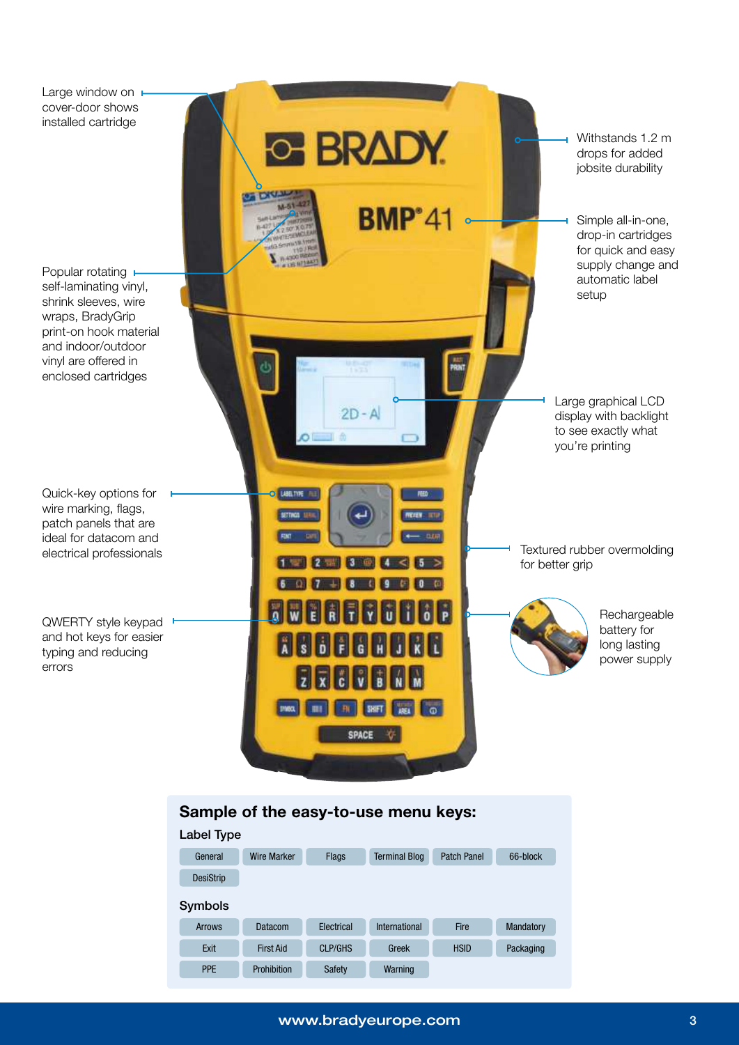Large window on cover-door shows installed cartridge

Popular rotating self-laminating vinyl, shrink sleeves, wire wraps, BradyGrip print-on hook material and indoor/outdoor vinyl are offered in enclosed cartridges

Quick-key options for wire marking, flags, patch panels that are ideal for datacom and electrical professionals

QWERTY style keypad and hot keys for easier typing and reducing errors

Withstands 1.2 m drops for added jobsite durability

Simple all-in-one, drop-in cartridges for quick and easy supply change and automatic label setup

Large graphical LCD display with backlight to see exactly what you're printing

Textured rubber overmolding for better grip

Rechargeable battery for long lasting power supply

## Sample of the easy-to-use menu keys:

### Label Type

| | | | | | |
|---|---|---|---|---|---|
| General | Wire Marker | Flags | Terminal Blog | Patch Panel | 66-block |
| DesiStrip | | | | | |

### Symbols

| | | | | | |
|---|---|---|---|---|---|
| Arrows | Datacom | Electrical | International | Fire | Mandatory |
| Exit | First Aid | CLP/GHS | Greek | HSID | Packaging |
| PPE | Prohibition | Safety | Warning | | |

www.bradyeurope.com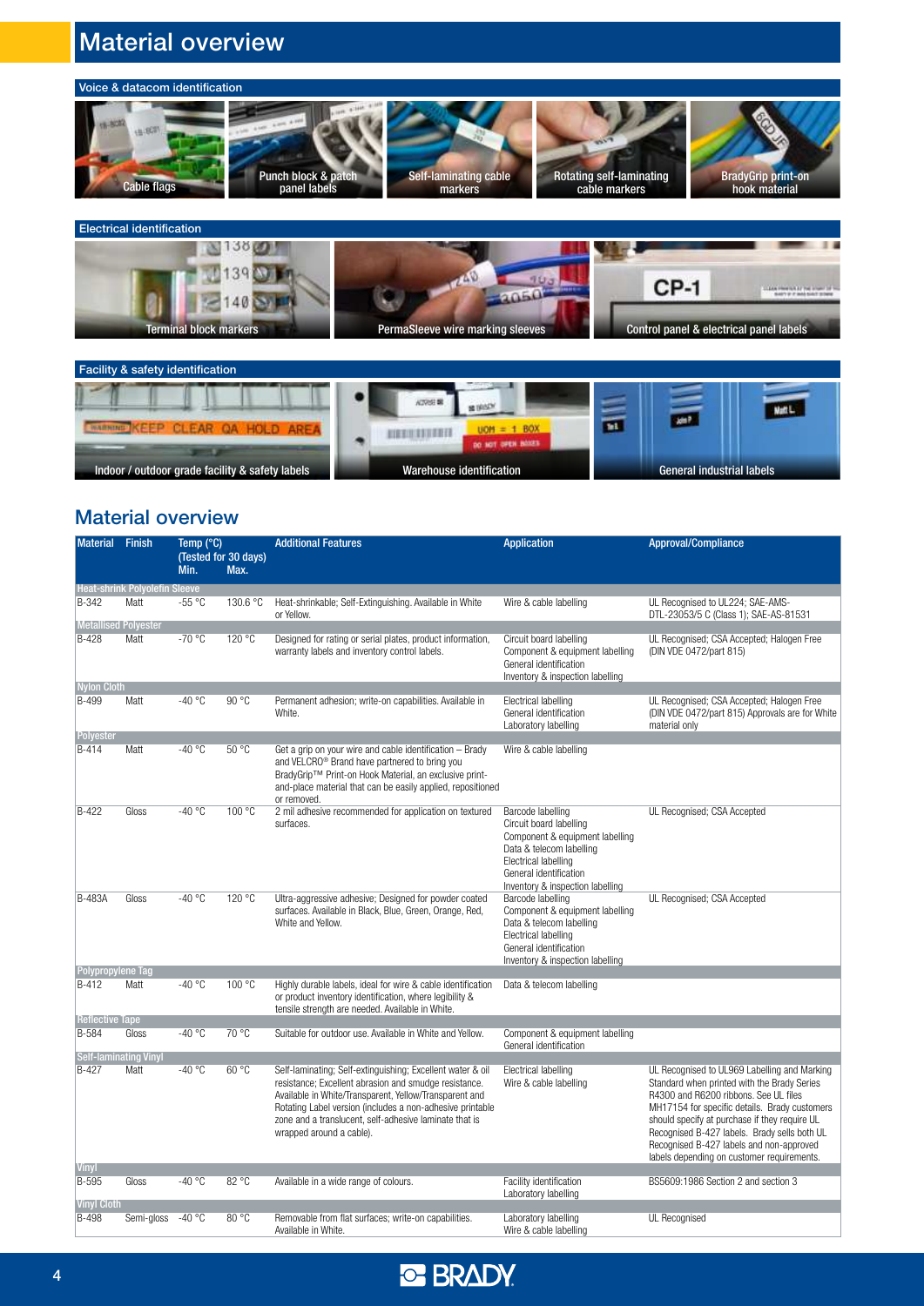# Material overview

## Voice & datacom identification

Cable flags

Punch block & patch panel labels

Self-laminating cable markers

Rotating self-laminating cable markers

BradyGrip print-on hook material

## Electrical identification

Terminal block markers

PermaSleeve wire marking sleeves

Control panel & electrical panel labels

## Facility & safety identification

Indoor / outdoor grade facility & safety labels

Warehouse identification

General industrial labels

## Material overview

| Material | Finish | Temp (°C) (Tested for 30 days) Min. | Max. | Additional Features | Application | Approval/Compliance |
|---|---|---|---|---|---|---|
| **Heat-shrink Polyolefin Sleeve** | | | | | | |
| B-342 | Matt | -55 °C | 130.6 °C | Heat-shrinkable; Self-Extinguishing. Available in White or Yellow. | Wire & cable labelling | UL Recognised to UL224; SAE-AMS-DTL-23053/5 C (Class 1); SAE-AS-81531 |
| **Metallised Polyester** | | | | | | |
| B-428 | Matt | -70 °C | 120 °C | Designed for rating or serial plates, product information, warranty labels and inventory control labels. | Circuit board labelling<br>Component & equipment labelling<br>General identification<br>Inventory & inspection labelling | UL Recognised; CSA Accepted; Halogen Free (DIN VDE 0472/part 815) |
| **Nylon Cloth** | | | | | | |
| B-499 | Matt | -40 °C | 90 °C | Permanent adhesion; write-on capabilities. Available in White. | Electrical labelling<br>General identification<br>Laboratory labelling | UL Recognised; CSA Accepted; Halogen Free (DIN VDE 0472/part 815) Approvals are for White material only |
| **Polyester** | | | | | | |
| B-414 | Matt | -40 °C | 50 °C | Get a grip on your wire and cable identification – Brady and VELCRO® Brand have partnered to bring you BradyGrip™ Print-on Hook Material, an exclusive print-and-place material that can be easily applied, repositioned or removed. | Wire & cable labelling | |
| B-422 | Gloss | -40 °C | 100 °C | 2 mil adhesive recommended for application on textured surfaces. | Barcode labelling<br>Circuit board labelling<br>Component & equipment labelling<br>Data & telecom labelling<br>Electrical labelling<br>General identification<br>Inventory & inspection labelling | UL Recognised; CSA Accepted |
| B-483A | Gloss | -40 °C | 120 °C | Ultra-aggressive adhesive; Designed for powder coated surfaces. Available in Black, Blue, Green, Orange, Red, White and Yellow. | Barcode labelling<br>Component & equipment labelling<br>Data & telecom labelling<br>Electrical labelling<br>General identification<br>Inventory & inspection labelling | UL Recognised; CSA Accepted |
| **Polypropylene Tag** | | | | | | |
| B-412 | Matt | -40 °C | 100 °C | Highly durable labels, ideal for wire & cable identification or product inventory identification, where legibility & tensile strength are needed. Available in White. | Data & telecom labelling | |
| **Reflective Tape** | | | | | | |
| B-584 | Gloss | -40 °C | 70 °C | Suitable for outdoor use. Available in White and Yellow. | Component & equipment labelling<br>General identification | |
| **Self-laminating Vinyl** | | | | | | |
| B-427 | Matt | -40 °C | 60 °C | Self-laminating; Self-extinguishing; Excellent water & oil resistance; Excellent abrasion and smudge resistance. Available in White/Transparent, Yellow/Transparent and Rotating Label version (includes a non-adhesive printable zone and a translucent, self-adhesive laminate that is wrapped around a cable). | Electrical labelling<br>Wire & cable labelling | UL Recognised to UL969 Labelling and Marking Standard when printed with the Brady Series R4300 and R6200 ribbons. See UL files MH17154 for specific details. Brady customers should specify at purchase if they require UL Recognised B-427 labels. Brady sells both UL Recognised B-427 labels and non-approved labels depending on customer requirements. |
| **Vinyl** | | | | | | |
| B-595 | Gloss | -40 °C | 82 °C | Available in a wide range of colours. | Facility identification<br>Laboratory labelling | BS5609:1986 Section 2 and section 3 |
| **Vinyl Cloth** | | | | | | |
| B-498 | Semi-gloss | -40 °C | 80 °C | Removable from flat surfaces; write-on capabilities. Available in White. | Laboratory labelling<br>Wire & cable labelling | UL Recognised |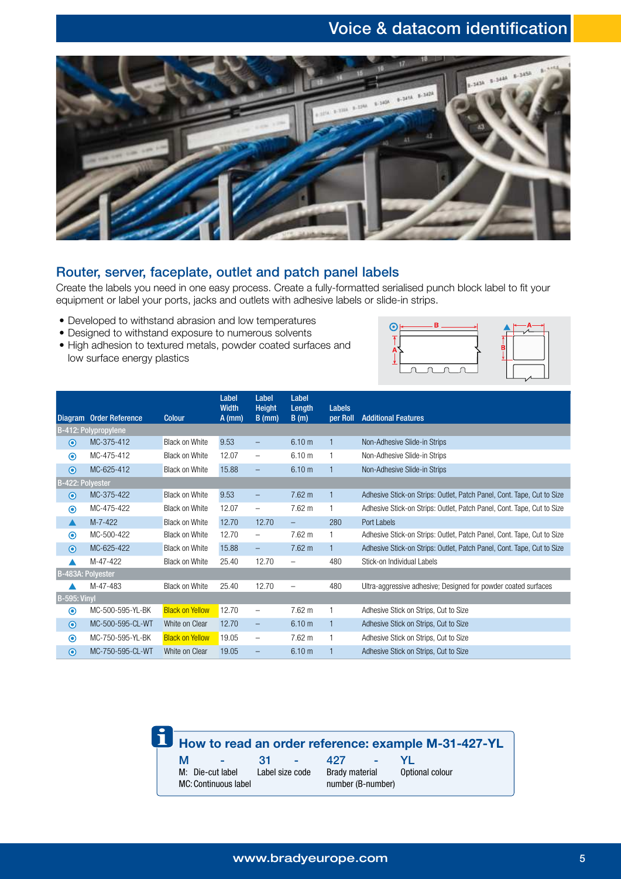# Voice & datacom identification

## Router, server, faceplate, outlet and patch panel labels

Create the labels you need in one easy process. Create a fully-formatted serialised punch block label to fit your equipment or label your ports, jacks and outlets with adhesive labels or slide-in strips.

- Developed to withstand abrasion and low temperatures
- Designed to withstand exposure to numerous solvents
- High adhesion to textured metals, powder coated surfaces and low surface energy plastics

| Diagram | Order Reference | Colour | Label Width A (mm) | Label Height B (mm) | Label Length B (m) | Labels per Roll | Additional Features |
|---|---|---|---|---|---|---|---|
| **B-412: Polypropylene** | | | | | | | |
| ⊙ | MC-375-412 | Black on White | 9.53 | – | 6.10 m | 1 | Non-Adhesive Slide-in Strips |
| ⊙ | MC-475-412 | Black on White | 12.07 | – | 6.10 m | 1 | Non-Adhesive Slide-in Strips |
| ⊙ | MC-625-412 | Black on White | 15.88 | – | 6.10 m | 1 | Non-Adhesive Slide-in Strips |
| **B-422: Polyester** | | | | | | | |
| ⊙ | MC-375-422 | Black on White | 9.53 | – | 7.62 m | 1 | Adhesive Stick-on Strips: Outlet, Patch Panel, Cont. Tape, Cut to Size |
| ⊙ | MC-475-422 | Black on White | 12.07 | – | 7.62 m | 1 | Adhesive Stick-on Strips: Outlet, Patch Panel, Cont. Tape, Cut to Size |
| ▲ | M-7-422 | Black on White | 12.70 | 12.70 | – | 280 | Port Labels |
| ⊙ | MC-500-422 | Black on White | 12.70 | – | 7.62 m | 1 | Adhesive Stick-on Strips: Outlet, Patch Panel, Cont. Tape, Cut to Size |
| ⊙ | MC-625-422 | Black on White | 15.88 | – | 7.62 m | 1 | Adhesive Stick-on Strips: Outlet, Patch Panel, Cont. Tape, Cut to Size |
| ▲ | M-47-422 | Black on White | 25.40 | 12.70 | – | 480 | Stick-on Individual Labels |
| **B-483A: Polyester** | | | | | | | |
| ▲ | M-47-483 | Black on White | 25.40 | 12.70 | – | 480 | Ultra-aggressive adhesive; Designed for powder coated surfaces |
| **B-595: Vinyl** | | | | | | | |
| ⊙ | MC-500-595-YL-BK | Black on Yellow | 12.70 | – | 7.62 m | 1 | Adhesive Stick on Strips, Cut to Size |
| ⊙ | MC-500-595-CL-WT | White on Clear | 12.70 | – | 6.10 m | 1 | Adhesive Stick on Strips, Cut to Size |
| ⊙ | MC-750-595-YL-BK | Black on Yellow | 19.05 | – | 7.62 m | 1 | Adhesive Stick on Strips, Cut to Size |
| ⊙ | MC-750-595-CL-WT | White on Clear | 19.05 | – | 6.10 m | 1 | Adhesive Stick on Strips, Cut to Size |

### How to read an order reference: example M-31-427-YL

**M** - **31** - **427** - **YL**

- M: Die-cut label / MC: Continuous label
- 31: Label size code
- 427: Brady material number (B-number)
- YL: Optional colour

www.bradyeurope.com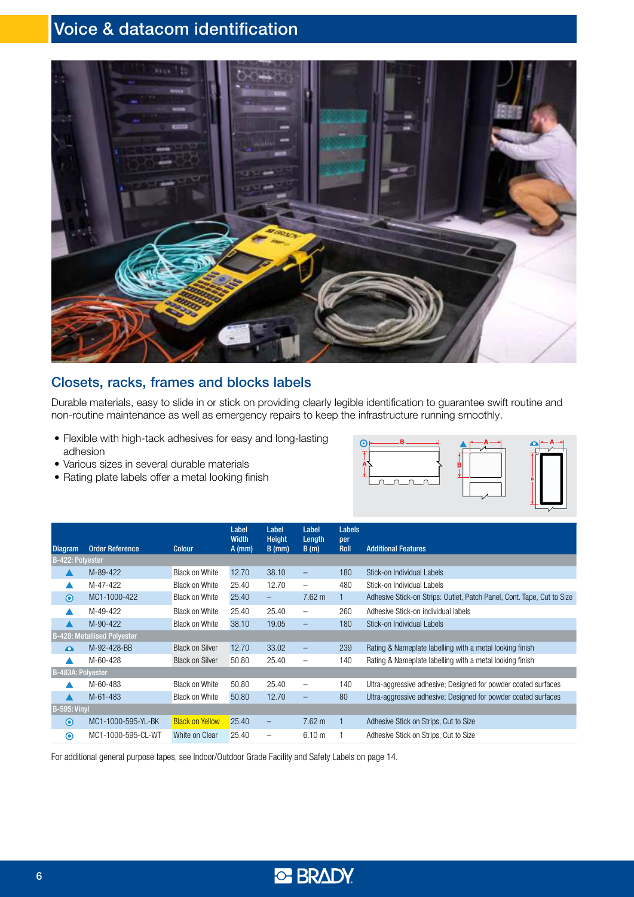# Voice & datacom identification

## Closets, racks, frames and blocks labels

Durable materials, easy to slide in or stick on providing clearly legible identification to guarantee swift routine and non-routine maintenance as well as emergency repairs to keep the infrastructure running smoothly.

- Flexible with high-tack adhesives for easy and long-lasting adhesion
- Various sizes in several durable materials
- Rating plate labels offer a metal looking finish

| Diagram | Order Reference | Colour | Label Width A (mm) | Label Height B (mm) | Label Length B (m) | Labels per Roll | Additional Features |
|---|---|---|---|---|---|---|---|
| B-422: Polyester | | | | | | | |
| ▲ | M-89-422 | Black on White | 12.70 | 38.10 | – | 180 | Stick-on Individual Labels |
| ▲ | M-47-422 | Black on White | 25.40 | 12.70 | – | 480 | Stick-on Individual Labels |
| ⦿ | MC1-1000-422 | Black on White | 25.40 | – | 7.62 m | 1 | Adhesive Stick-on Strips: Outlet, Patch Panel, Cont. Tape, Cut to Size |
| ▲ | M-49-422 | Black on White | 25.40 | 25.40 | – | 260 | Adhesive Stick-on individual labels |
| ▲ | M-90-422 | Black on White | 38.10 | 19.05 | – | 180 | Stick-on Individual Labels |
| B-428: Metallised Polyester | | | | | | | |
| | M-92-428-BB | Black on Silver | 12.70 | 33.02 | – | 239 | Rating & Nameplate labelling with a metal looking finish |
| ▲ | M-60-428 | Black on Silver | 50.80 | 25.40 | – | 140 | Rating & Nameplate labelling with a metal looking finish |
| B-483A: Polyester | | | | | | | |
| ▲ | M-60-483 | Black on White | 50.80 | 25.40 | – | 140 | Ultra-aggressive adhesive; Designed for powder coated surfaces |
| ▲ | M-61-483 | Black on White | 50.80 | 12.70 | – | 80 | Ultra-aggressive adhesive; Designed for powder coated surfaces |
| B-595: Vinyl | | | | | | | |
| ⦿ | MC1-1000-595-YL-BK | Black on Yellow | 25.40 | – | 7.62 m | 1 | Adhesive Stick on Strips, Cut to Size |
| ⦿ | MC1-1000-595-CL-WT | White on Clear | 25.40 | – | 6.10 m | 1 | Adhesive Stick on Strips, Cut to Size |

For additional general purpose tapes, see Indoor/Outdoor Grade Facility and Safety Labels on page 14.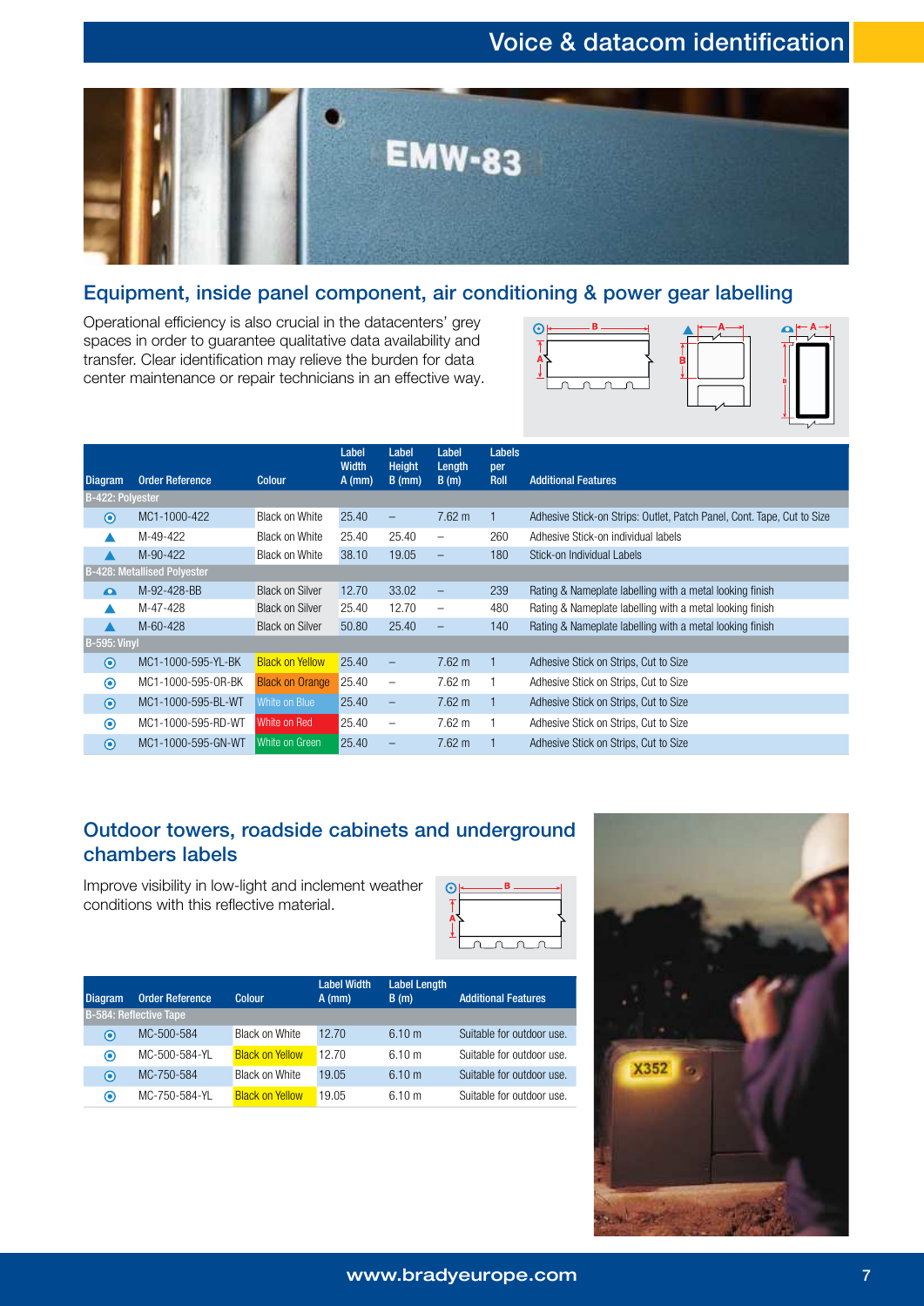# Voice & datacom identification

## Equipment, inside panel component, air conditioning & power gear labelling

Operational efficiency is also crucial in the datacenters' grey spaces in order to guarantee qualitative data availability and transfer. Clear identification may relieve the burden for data center maintenance or repair technicians in an effective way.

| Diagram | Order Reference | Colour | Label Width A (mm) | Label Height B (mm) | Label Length B (m) | Labels per Roll | Additional Features |
|---|---|---|---|---|---|---|---|
| B-422: Polyester | | | | | | | |
| ⊙ | MC1-1000-422 | Black on White | 25.40 | – | 7.62 m | 1 | Adhesive Stick-on Strips: Outlet, Patch Panel, Cont. Tape, Cut to Size |
| ▲ | M-49-422 | Black on White | 25.40 | 25.40 | – | 260 | Adhesive Stick-on individual labels |
| ▲ | M-90-422 | Black on White | 38.10 | 19.05 | – | 180 | Stick-on Individual Labels |
| B-428: Metallised Polyester | | | | | | | |
| ⏏ | M-92-428-BB | Black on Silver | 12.70 | 33.02 | – | 239 | Rating & Nameplate labelling with a metal looking finish |
| ▲ | M-47-428 | Black on Silver | 25.40 | 12.70 | – | 480 | Rating & Nameplate labelling with a metal looking finish |
| ▲ | M-60-428 | Black on Silver | 50.80 | 25.40 | – | 140 | Rating & Nameplate labelling with a metal looking finish |
| B-595: Vinyl | | | | | | | |
| ⊙ | MC1-1000-595-YL-BK | Black on Yellow | 25.40 | – | 7.62 m | 1 | Adhesive Stick on Strips, Cut to Size |
| ⊙ | MC1-1000-595-OR-BK | Black on Orange | 25.40 | – | 7.62 m | 1 | Adhesive Stick on Strips, Cut to Size |
| ⊙ | MC1-1000-595-BL-WT | White on Blue | 25.40 | – | 7.62 m | 1 | Adhesive Stick on Strips, Cut to Size |
| ⊙ | MC1-1000-595-RD-WT | White on Red | 25.40 | – | 7.62 m | 1 | Adhesive Stick on Strips, Cut to Size |
| ⊙ | MC1-1000-595-GN-WT | White on Green | 25.40 | – | 7.62 m | 1 | Adhesive Stick on Strips, Cut to Size |

## Outdoor towers, roadside cabinets and underground chambers labels

Improve visibility in low-light and inclement weather conditions with this reflective material.

| Diagram | Order Reference | Colour | Label Width A (mm) | Label Length B (m) | Additional Features |
|---|---|---|---|---|---|
| B-584: Reflective Tape | | | | | |
| ⊙ | MC-500-584 | Black on White | 12.70 | 6.10 m | Suitable for outdoor use. |
| ⊙ | MC-500-584-YL | Black on Yellow | 12.70 | 6.10 m | Suitable for outdoor use. |
| ⊙ | MC-750-584 | Black on White | 19.05 | 6.10 m | Suitable for outdoor use. |
| ⊙ | MC-750-584-YL | Black on Yellow | 19.05 | 6.10 m | Suitable for outdoor use. |

www.bradyeurope.com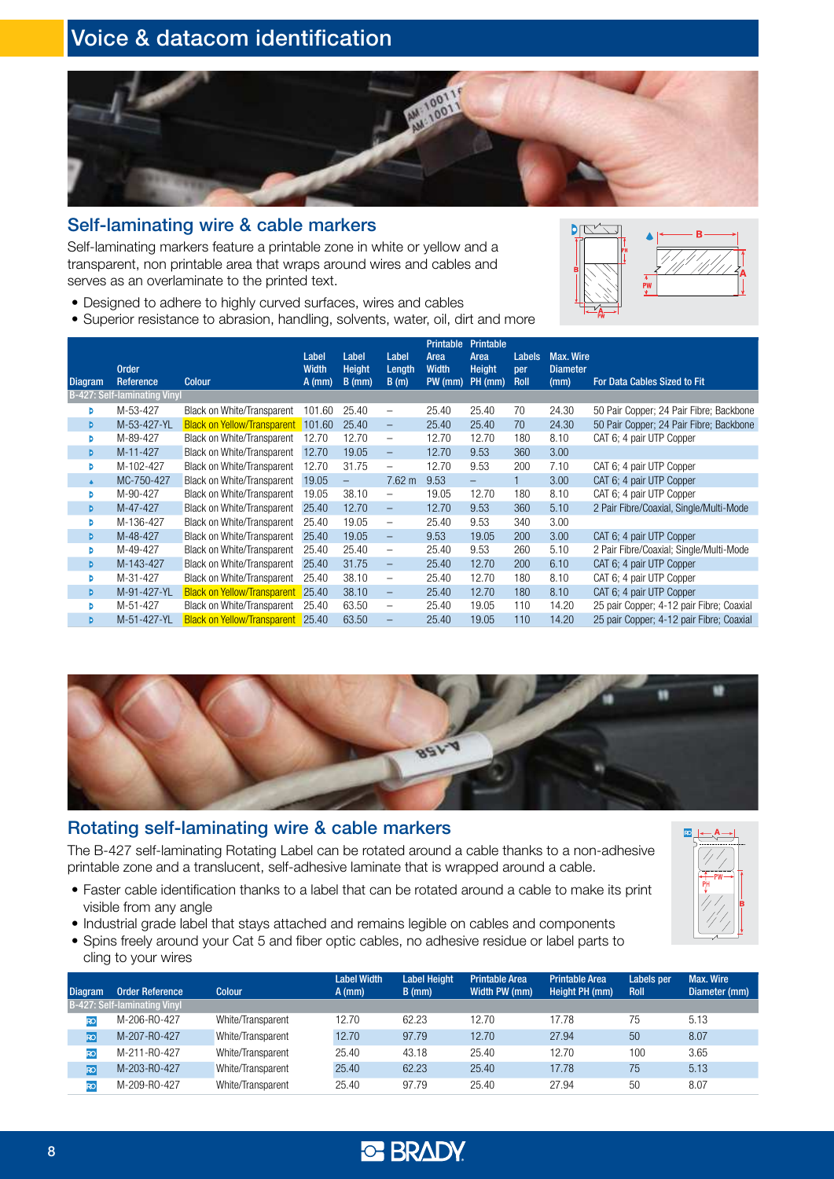# Voice & datacom identification

## Self-laminating wire & cable markers

Self-laminating markers feature a printable zone in white or yellow and a transparent, non printable area that wraps around wires and cables and serves as an overlaminate to the printed text.

- Designed to adhere to highly curved surfaces, wires and cables
- Superior resistance to abrasion, handling, solvents, water, oil, dirt and more

| Diagram | Order Reference | Colour | Label Width A (mm) | Label Height B (mm) | Label Length B (m) | Printable Area Width PW (mm) | Printable Area Height PH (mm) | Labels per Roll | Max. Wire Diameter (mm) | For Data Cables Sized to Fit |
|---|---|---|---|---|---|---|---|---|---|---|
| B-427: Self-laminating Vinyl | | | | | | | | | | |
| D | M-53-427 | Black on White/Transparent | 101.60 | 25.40 | – | 25.40 | 25.40 | 70 | 24.30 | 50 Pair Copper; 24 Pair Fibre; Backbone |
| D | M-53-427-YL | Black on Yellow/Transparent | 101.60 | 25.40 | – | 25.40 | 25.40 | 70 | 24.30 | 50 Pair Copper; 24 Pair Fibre; Backbone |
| D | M-89-427 | Black on White/Transparent | 12.70 | 12.70 | – | 12.70 | 12.70 | 180 | 8.10 | CAT 6; 4 pair UTP Copper |
| D | M-11-427 | Black on White/Transparent | 12.70 | 19.05 | – | 12.70 | 9.53 | 360 | 3.00 | |
| D | M-102-427 | Black on White/Transparent | 12.70 | 31.75 | – | 12.70 | 9.53 | 200 | 7.10 | CAT 6; 4 pair UTP Copper |
| ▲ | MC-750-427 | Black on White/Transparent | 19.05 | – | 7.62 m | 9.53 | – | 1 | 3.00 | CAT 6; 4 pair UTP Copper |
| D | M-90-427 | Black on White/Transparent | 19.05 | 38.10 | – | 19.05 | 12.70 | 180 | 8.10 | CAT 6; 4 pair UTP Copper |
| D | M-47-427 | Black on White/Transparent | 25.40 | 12.70 | – | 12.70 | 9.53 | 360 | 5.10 | 2 Pair Fibre/Coaxial, Single/Multi-Mode |
| D | M-136-427 | Black on White/Transparent | 25.40 | 19.05 | – | 25.40 | 9.53 | 340 | 3.00 | |
| D | M-48-427 | Black on White/Transparent | 25.40 | 19.05 | – | 9.53 | 19.05 | 200 | 3.00 | CAT 6; 4 pair UTP Copper |
| D | M-49-427 | Black on White/Transparent | 25.40 | 25.40 | – | 25.40 | 9.53 | 260 | 5.10 | 2 Pair Fibre/Coaxial; Single/Multi-Mode |
| D | M-143-427 | Black on White/Transparent | 25.40 | 31.75 | – | 25.40 | 12.70 | 200 | 6.10 | CAT 6; 4 pair UTP Copper |
| D | M-31-427 | Black on White/Transparent | 25.40 | 38.10 | – | 25.40 | 12.70 | 180 | 8.10 | CAT 6; 4 pair UTP Copper |
| D | M-91-427-YL | Black on Yellow/Transparent | 25.40 | 38.10 | – | 25.40 | 12.70 | 180 | 8.10 | CAT 6; 4 pair UTP Copper |
| D | M-51-427 | Black on White/Transparent | 25.40 | 63.50 | – | 25.40 | 19.05 | 110 | 14.20 | 25 pair Copper; 4-12 pair Fibre; Coaxial |
| D | M-51-427-YL | Black on Yellow/Transparent | 25.40 | 63.50 | – | 25.40 | 19.05 | 110 | 14.20 | 25 pair Copper; 4-12 pair Fibre; Coaxial |

## Rotating self-laminating wire & cable markers

The B-427 self-laminating Rotating Label can be rotated around a cable thanks to a non-adhesive printable zone and a translucent, self-adhesive laminate that is wrapped around a cable.

- Faster cable identification thanks to a label that can be rotated around a cable to make its print visible from any angle
- Industrial grade label that stays attached and remains legible on cables and components
- Spins freely around your Cat 5 and fiber optic cables, no adhesive residue or label parts to cling to your wires

| Diagram | Order Reference | Colour | Label Width A (mm) | Label Height B (mm) | Printable Area Width PW (mm) | Printable Area Height PH (mm) | Labels per Roll | Max. Wire Diameter (mm) |
|---|---|---|---|---|---|---|---|---|
| B-427: Self-laminating Vinyl | | | | | | | | |
| RO | M-206-RO-427 | White/Transparent | 12.70 | 62.23 | 12.70 | 17.78 | 75 | 5.13 |
| RO | M-207-RO-427 | White/Transparent | 12.70 | 97.79 | 12.70 | 27.94 | 50 | 8.07 |
| RO | M-211-RO-427 | White/Transparent | 25.40 | 43.18 | 25.40 | 12.70 | 100 | 3.65 |
| RO | M-203-RO-427 | White/Transparent | 25.40 | 62.23 | 25.40 | 17.78 | 75 | 5.13 |
| RO | M-209-RO-427 | White/Transparent | 25.40 | 97.79 | 25.40 | 27.94 | 50 | 8.07 |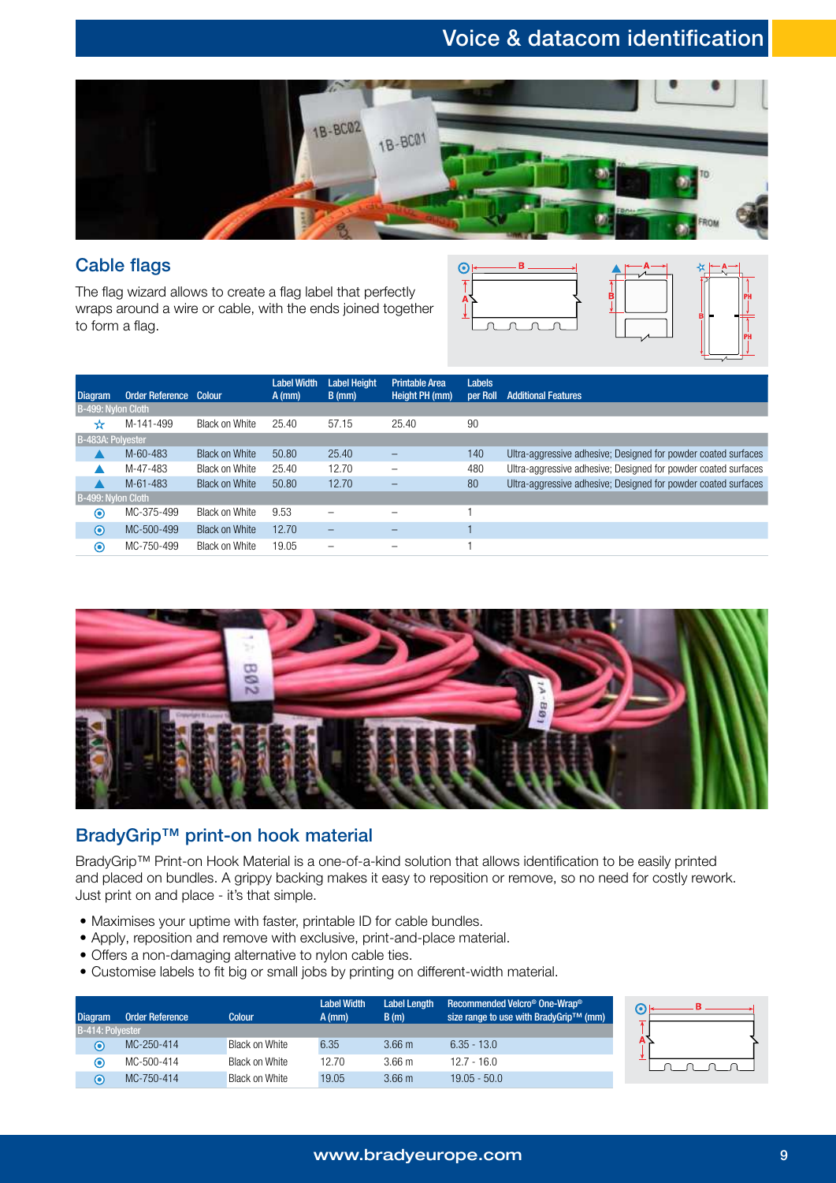# Voice & datacom identification

## Cable flags

The flag wizard allows to create a flag label that perfectly wraps around a wire or cable, with the ends joined together to form a flag.

| Diagram | Order Reference | Colour | Label Width A (mm) | Label Height B (mm) | Printable Area Height PH (mm) | Labels per Roll | Additional Features |
|---|---|---|---|---|---|---|---|
| **B-499: Nylon Cloth** | | | | | | | |
| ☆ | M-141-499 | Black on White | 25.40 | 57.15 | 25.40 | 90 | |
| **B-483A: Polyester** | | | | | | | |
| ▲ | M-60-483 | Black on White | 50.80 | 25.40 | – | 140 | Ultra-aggressive adhesive; Designed for powder coated surfaces |
| ▲ | M-47-483 | Black on White | 25.40 | 12.70 | – | 480 | Ultra-aggressive adhesive; Designed for powder coated surfaces |
| ▲ | M-61-483 | Black on White | 50.80 | 12.70 | – | 80 | Ultra-aggressive adhesive; Designed for powder coated surfaces |
| **B-499: Nylon Cloth** | | | | | | | |
| ⊙ | MC-375-499 | Black on White | 9.53 | – | – | 1 | |
| ⊙ | MC-500-499 | Black on White | 12.70 | – | – | 1 | |
| ⊙ | MC-750-499 | Black on White | 19.05 | – | – | 1 | |

## BradyGrip™ print-on hook material

BradyGrip™ Print-on Hook Material is a one-of-a-kind solution that allows identification to be easily printed and placed on bundles. A grippy backing makes it easy to reposition or remove, so no need for costly rework. Just print on and place - it's that simple.

- Maximises your uptime with faster, printable ID for cable bundles.
- Apply, reposition and remove with exclusive, print-and-place material.
- Offers a non-damaging alternative to nylon cable ties.
- Customise labels to fit big or small jobs by printing on different-width material.

| Diagram | Order Reference | Colour | Label Width A (mm) | Label Length B (m) | Recommended Velcro® One-Wrap® size range to use with BradyGrip™ (mm) |
|---|---|---|---|---|---|
| **B-414: Polyester** | | | | | |
| ⊙ | MC-250-414 | Black on White | 6.35 | 3.66 m | 6.35 - 13.0 |
| ⊙ | MC-500-414 | Black on White | 12.70 | 3.66 m | 12.7 - 16.0 |
| ⊙ | MC-750-414 | Black on White | 19.05 | 3.66 m | 19.05 - 50.0 |

www.bradyeurope.com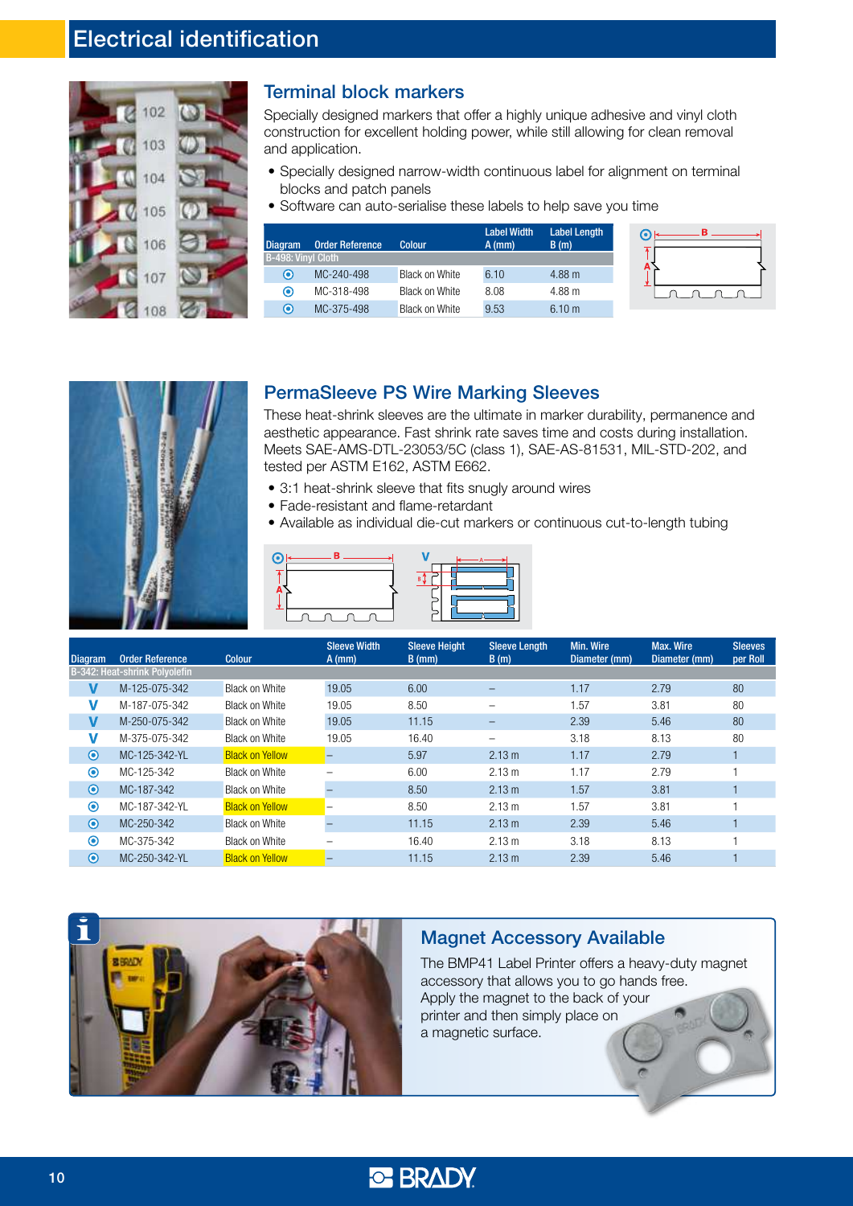# Electrical identification

## Terminal block markers

Specially designed markers that offer a highly unique adhesive and vinyl cloth construction for excellent holding power, while still allowing for clean removal and application.

- Specially designed narrow-width continuous label for alignment on terminal blocks and patch panels
- Software can auto-serialise these labels to help save you time

| Diagram | Order Reference | Colour | Label Width A (mm) | Label Length B (m) |
|---|---|---|---|---|
| B-498: Vinyl Cloth | | | | |
| ⊙ | MC-240-498 | Black on White | 6.10 | 4.88 m |
| ⊙ | MC-318-498 | Black on White | 8.08 | 4.88 m |
| ⊙ | MC-375-498 | Black on White | 9.53 | 6.10 m |

## PermaSleeve PS Wire Marking Sleeves

These heat-shrink sleeves are the ultimate in marker durability, permanence and aesthetic appearance. Fast shrink rate saves time and costs during installation. Meets SAE-AMS-DTL-23053/5C (class 1), SAE-AS-81531, MIL-STD-202, and tested per ASTM E162, ASTM E662.

- 3:1 heat-shrink sleeve that fits snugly around wires
- Fade-resistant and flame-retardant
- Available as individual die-cut markers or continuous cut-to-length tubing

| Diagram | Order Reference | Colour | Sleeve Width A (mm) | Sleeve Height B (mm) | Sleeve Length B (m) | Min. Wire Diameter (mm) | Max. Wire Diameter (mm) | Sleeves per Roll |
|---|---|---|---|---|---|---|---|---|
| B-342: Heat-shrink Polyolefin | | | | | | | | |
| V | M-125-075-342 | Black on White | 19.05 | 6.00 | – | 1.17 | 2.79 | 80 |
| V | M-187-075-342 | Black on White | 19.05 | 8.50 | – | 1.57 | 3.81 | 80 |
| V | M-250-075-342 | Black on White | 19.05 | 11.15 | – | 2.39 | 5.46 | 80 |
| V | M-375-075-342 | Black on White | 19.05 | 16.40 | – | 3.18 | 8.13 | 80 |
| ⊙ | MC-125-342-YL | Black on Yellow | – | 5.97 | 2.13 m | 1.17 | 2.79 | 1 |
| ⊙ | MC-125-342 | Black on White | – | 6.00 | 2.13 m | 1.17 | 2.79 | 1 |
| ⊙ | MC-187-342 | Black on White | – | 8.50 | 2.13 m | 1.57 | 3.81 | 1 |
| ⊙ | MC-187-342-YL | Black on Yellow | – | 8.50 | 2.13 m | 1.57 | 3.81 | 1 |
| ⊙ | MC-250-342 | Black on White | – | 11.15 | 2.13 m | 2.39 | 5.46 | 1 |
| ⊙ | MC-375-342 | Black on White | – | 16.40 | 2.13 m | 3.18 | 8.13 | 1 |
| ⊙ | MC-250-342-YL | Black on Yellow | – | 11.15 | 2.13 m | 2.39 | 5.46 | 1 |

## Magnet Accessory Available

The BMP41 Label Printer offers a heavy-duty magnet accessory that allows you to go hands free. Apply the magnet to the back of your printer and then simply place on a magnetic surface.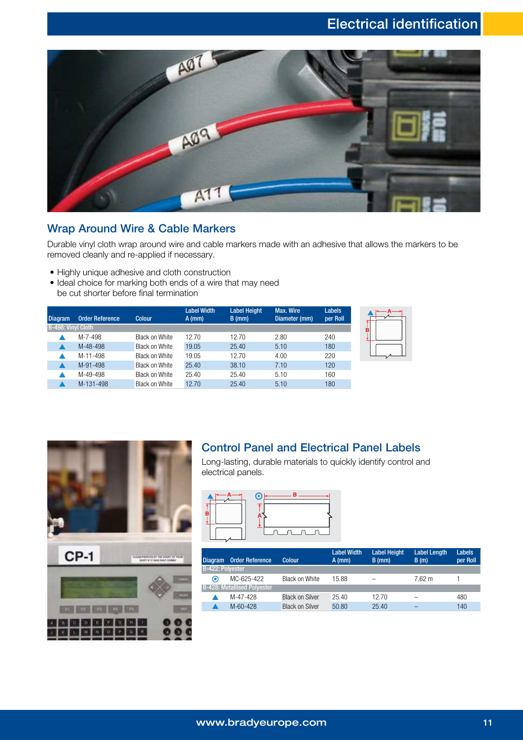# Electrical identification

## Wrap Around Wire & Cable Markers

Durable vinyl cloth wrap around wire and cable markers made with an adhesive that allows the markers to be removed cleanly and re-applied if necessary.

- Highly unique adhesive and cloth construction
- Ideal choice for marking both ends of a wire that may need be cut shorter before final termination

| Diagram | Order Reference | Colour | Label Width A (mm) | Label Height B (mm) | Max. Wire Diameter (mm) | Labels per Roll |
|---|---|---|---|---|---|---|
| B-498: Vinyl Cloth | | | | | | |
| ▲ | M-7-498 | Black on White | 12.70 | 12.70 | 2.80 | 240 |
| ▲ | M-48-498 | Black on White | 19.05 | 25.40 | 5.10 | 180 |
| ▲ | M-11-498 | Black on White | 19.05 | 12.70 | 4.00 | 220 |
| ▲ | M-91-498 | Black on White | 25.40 | 38.10 | 7.10 | 120 |
| ▲ | M-49-498 | Black on White | 25.40 | 25.40 | 5.10 | 160 |
| ▲ | M-131-498 | Black on White | 12.70 | 25.40 | 5.10 | 180 |

## Control Panel and Electrical Panel Labels

Long-lasting, durable materials to quickly identify control and electrical panels.

| Diagram | Order Reference | Colour | Label Width A (mm) | Label Height B (mm) | Label Length B (m) | Labels per Roll |
|---|---|---|---|---|---|---|
| B-422: Polyester | | | | | | |
| ⊙ | MC-625-422 | Black on White | 15.88 | – | 7.62 m | 1 |
| B-428: Metallised Polyester | | | | | | |
| ▲ | M-47-428 | Black on Silver | 25.40 | 12.70 | – | 480 |
| ▲ | M-60-428 | Black on Silver | 50.80 | 25.40 | – | 140 |

www.bradyeurope.com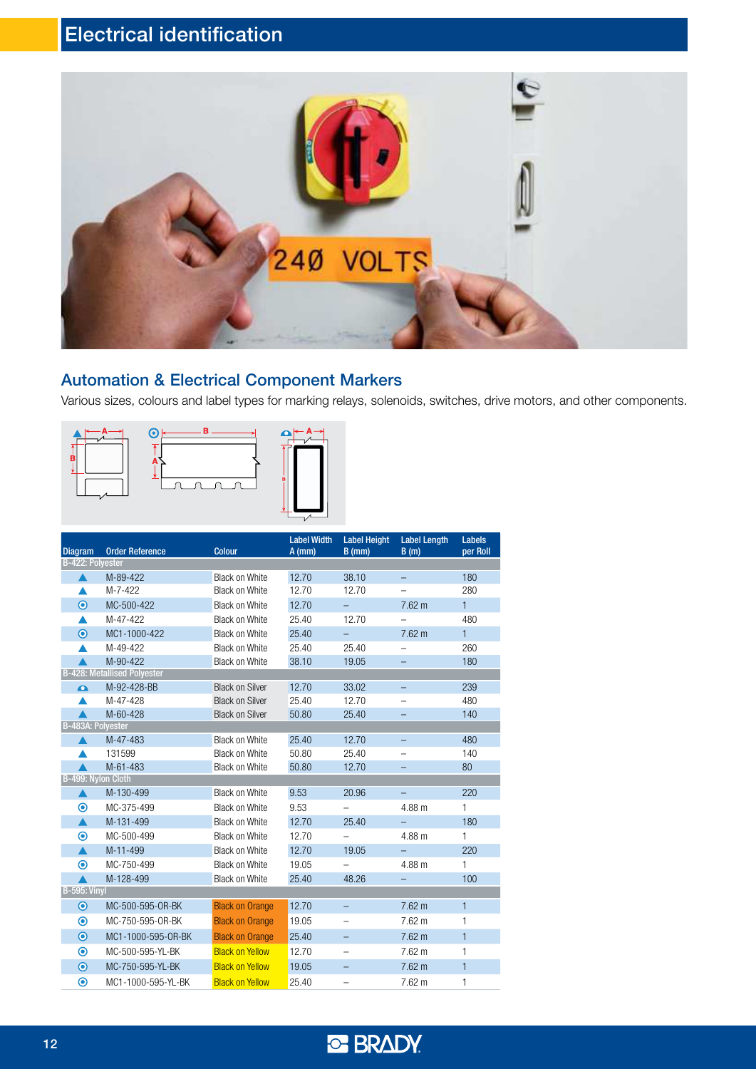# Electrical identification

## Automation & Electrical Component Markers

Various sizes, colours and label types for marking relays, solenoids, switches, drive motors, and other components.

| Diagram | Order Reference | Colour | Label Width A (mm) | Label Height B (mm) | Label Length B (m) | Labels per Roll |
|---|---|---|---|---|---|---|
| **B-422: Polyester** | | | | | | |
| ▲ | M-89-422 | Black on White | 12.70 | 38.10 | – | 180 |
| ▲ | M-7-422 | Black on White | 12.70 | 12.70 | – | 280 |
| ⊙ | MC-500-422 | Black on White | 12.70 | – | 7.62 m | 1 |
| ▲ | M-47-422 | Black on White | 25.40 | 12.70 | – | 480 |
| ⊙ | MC1-1000-422 | Black on White | 25.40 | – | 7.62 m | 1 |
| ▲ | M-49-422 | Black on White | 25.40 | 25.40 | – | 260 |
| ▲ | M-90-422 | Black on White | 38.10 | 19.05 | – | 180 |
| **B-428: Metallised Polyester** | | | | | | |
| ◓ | M-92-428-BB | Black on Silver | 12.70 | 33.02 | – | 239 |
| ▲ | M-47-428 | Black on Silver | 25.40 | 12.70 | – | 480 |
| ▲ | M-60-428 | Black on Silver | 50.80 | 25.40 | – | 140 |
| **B-483A: Polyester** | | | | | | |
| ▲ | M-47-483 | Black on White | 25.40 | 12.70 | – | 480 |
| ▲ | 131599 | Black on White | 50.80 | 25.40 | – | 140 |
| ▲ | M-61-483 | Black on White | 50.80 | 12.70 | – | 80 |
| **B-499: Nylon Cloth** | | | | | | |
| ▲ | M-130-499 | Black on White | 9.53 | 20.96 | – | 220 |
| ⊙ | MC-375-499 | Black on White | 9.53 | – | 4.88 m | 1 |
| ▲ | M-131-499 | Black on White | 12.70 | 25.40 | – | 180 |
| ⊙ | MC-500-499 | Black on White | 12.70 | – | 4.88 m | 1 |
| ▲ | M-11-499 | Black on White | 12.70 | 19.05 | – | 220 |
| ⊙ | MC-750-499 | Black on White | 19.05 | – | 4.88 m | 1 |
| ▲ | M-128-499 | Black on White | 25.40 | 48.26 | – | 100 |
| **B-595: Vinyl** | | | | | | |
| ⊙ | MC-500-595-OR-BK | Black on Orange | 12.70 | – | 7.62 m | 1 |
| ⊙ | MC-750-595-OR-BK | Black on Orange | 19.05 | – | 7.62 m | 1 |
| ⊙ | MC1-1000-595-OR-BK | Black on Orange | 25.40 | – | 7.62 m | 1 |
| ⊙ | MC-500-595-YL-BK | Black on Yellow | 12.70 | – | 7.62 m | 1 |
| ⊙ | MC-750-595-YL-BK | Black on Yellow | 19.05 | – | 7.62 m | 1 |
| ⊙ | MC1-1000-595-YL-BK | Black on Yellow | 25.40 | – | 7.62 m | 1 |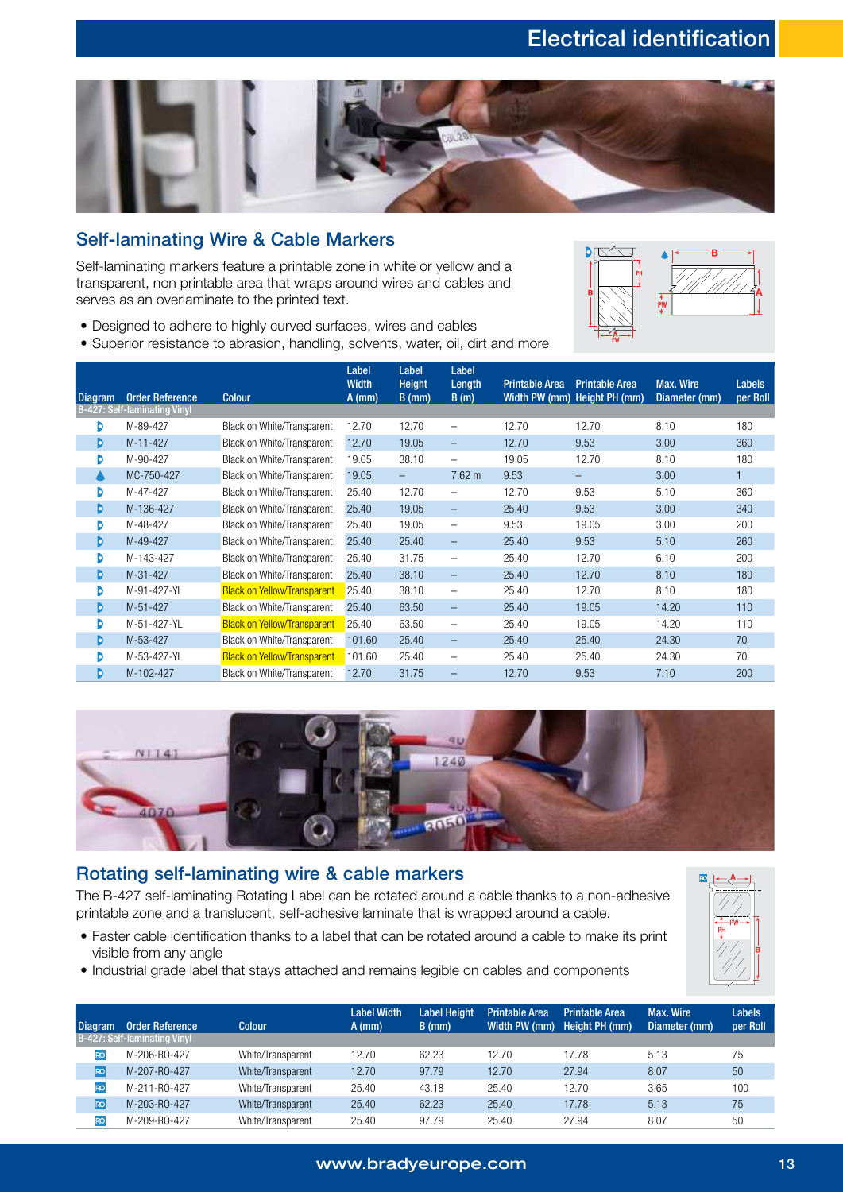# Electrical identification

## Self-laminating Wire & Cable Markers

Self-laminating markers feature a printable zone in white or yellow and a transparent, non printable area that wraps around wires and cables and serves as an overlaminate to the printed text.

- Designed to adhere to highly curved surfaces, wires and cables
- Superior resistance to abrasion, handling, solvents, water, oil, dirt and more

| Diagram | Order Reference | Colour | Label Width A (mm) | Label Height B (mm) | Label Length B (m) | Printable Area Width PW (mm) | Printable Area Height PH (mm) | Max. Wire Diameter (mm) | Labels per Roll |
|---|---|---|---|---|---|---|---|---|---|
| B-427: Self-laminating Vinyl | | | | | | | | | |
| | M-89-427 | Black on White/Transparent | 12.70 | 12.70 | – | 12.70 | 12.70 | 8.10 | 180 |
| | M-11-427 | Black on White/Transparent | 12.70 | 19.05 | – | 12.70 | 9.53 | 3.00 | 360 |
| | M-90-427 | Black on White/Transparent | 19.05 | 38.10 | – | 19.05 | 12.70 | 8.10 | 180 |
| | MC-750-427 | Black on White/Transparent | 19.05 | – | 7.62 m | 9.53 | – | 3.00 | 1 |
| | M-47-427 | Black on White/Transparent | 25.40 | 12.70 | – | 12.70 | 9.53 | 5.10 | 360 |
| | M-136-427 | Black on White/Transparent | 25.40 | 19.05 | – | 25.40 | 9.53 | 3.00 | 340 |
| | M-48-427 | Black on White/Transparent | 25.40 | 19.05 | – | 9.53 | 19.05 | 3.00 | 200 |
| | M-49-427 | Black on White/Transparent | 25.40 | 25.40 | – | 25.40 | 9.53 | 5.10 | 260 |
| | M-143-427 | Black on White/Transparent | 25.40 | 31.75 | – | 25.40 | 12.70 | 6.10 | 200 |
| | M-31-427 | Black on White/Transparent | 25.40 | 38.10 | – | 25.40 | 12.70 | 8.10 | 180 |
| | M-91-427-YL | Black on Yellow/Transparent | 25.40 | 38.10 | – | 25.40 | 12.70 | 8.10 | 180 |
| | M-51-427 | Black on White/Transparent | 25.40 | 63.50 | – | 25.40 | 19.05 | 14.20 | 110 |
| | M-51-427-YL | Black on Yellow/Transparent | 25.40 | 63.50 | – | 25.40 | 19.05 | 14.20 | 110 |
| | M-53-427 | Black on White/Transparent | 101.60 | 25.40 | – | 25.40 | 25.40 | 24.30 | 70 |
| | M-53-427-YL | Black on Yellow/Transparent | 101.60 | 25.40 | – | 25.40 | 25.40 | 24.30 | 70 |
| | M-102-427 | Black on White/Transparent | 12.70 | 31.75 | – | 12.70 | 9.53 | 7.10 | 200 |

## Rotating self-laminating wire & cable markers

The B-427 self-laminating Rotating Label can be rotated around a cable thanks to a non-adhesive printable zone and a translucent, self-adhesive laminate that is wrapped around a cable.

- Faster cable identification thanks to a label that can be rotated around a cable to make its print visible from any angle
- Industrial grade label that stays attached and remains legible on cables and components

| Diagram | Order Reference | Colour | Label Width A (mm) | Label Height B (mm) | Printable Area Width PW (mm) | Printable Area Height PH (mm) | Max. Wire Diameter (mm) | Labels per Roll |
|---|---|---|---|---|---|---|---|---|
| B-427: Self-laminating Vinyl | | | | | | | | |
| RO | M-206-RO-427 | White/Transparent | 12.70 | 62.23 | 12.70 | 17.78 | 5.13 | 75 |
| RO | M-207-RO-427 | White/Transparent | 12.70 | 97.79 | 12.70 | 27.94 | 8.07 | 50 |
| RO | M-211-RO-427 | White/Transparent | 25.40 | 43.18 | 25.40 | 12.70 | 3.65 | 100 |
| RO | M-203-RO-427 | White/Transparent | 25.40 | 62.23 | 25.40 | 17.78 | 5.13 | 75 |
| RO | M-209-RO-427 | White/Transparent | 25.40 | 97.79 | 25.40 | 27.94 | 8.07 | 50 |

www.bradyeurope.com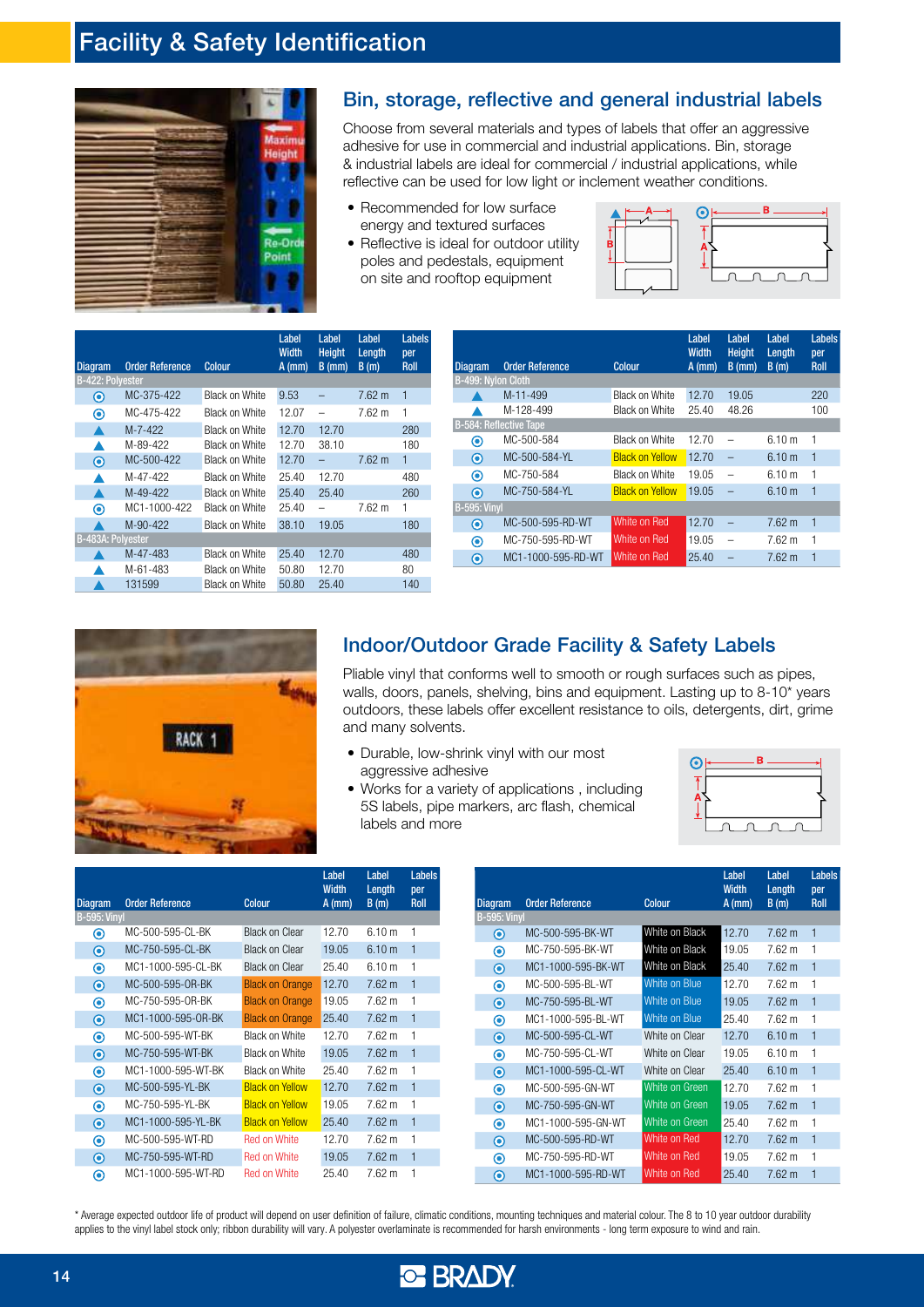# Facility & Safety Identification

## Bin, storage, reflective and general industrial labels

Choose from several materials and types of labels that offer an aggressive adhesive for use in commercial and industrial applications. Bin, storage & industrial labels are ideal for commercial / industrial applications, while reflective can be used for low light or inclement weather conditions.

- Recommended for low surface energy and textured surfaces
- Reflective is ideal for outdoor utility poles and pedestals, equipment on site and rooftop equipment

| Diagram | Order Reference | Colour | Label Width A (mm) | Label Height B (mm) | Label Length B (m) | Labels per Roll |
|---|---|---|---|---|---|---|
| B-422: Polyester | | | | | | |
| ⦿ | MC-375-422 | Black on White | 9.53 | – | 7.62 m | 1 |
| ⦿ | MC-475-422 | Black on White | 12.07 | – | 7.62 m | 1 |
| ▲ | M-7-422 | Black on White | 12.70 | 12.70 | | 280 |
| ▲ | M-89-422 | Black on White | 12.70 | 38.10 | | 180 |
| ⦿ | MC-500-422 | Black on White | 12.70 | – | 7.62 m | 1 |
| ▲ | M-47-422 | Black on White | 25.40 | 12.70 | | 480 |
| ▲ | M-49-422 | Black on White | 25.40 | 25.40 | | 260 |
| ⦿ | MC1-1000-422 | Black on White | 25.40 | – | 7.62 m | 1 |
| ▲ | M-90-422 | Black on White | 38.10 | 19.05 | | 180 |
| B-483A: Polyester | | | | | | |
| ▲ | M-47-483 | Black on White | 25.40 | 12.70 | | 480 |
| ▲ | M-61-483 | Black on White | 50.80 | 12.70 | | 80 |
| ▲ | 131599 | Black on White | 50.80 | 25.40 | | 140 |

| Diagram | Order Reference | Colour | Label Width A (mm) | Label Height B (mm) | Label Length B (m) | Labels per Roll |
|---|---|---|---|---|---|---|
| B-499: Nylon Cloth | | | | | | |
| ▲ | M-11-499 | Black on White | 12.70 | 19.05 | | 220 |
| ▲ | M-128-499 | Black on White | 25.40 | 48.26 | | 100 |
| B-584: Reflective Tape | | | | | | |
| ⦿ | MC-500-584 | Black on White | 12.70 | – | 6.10 m | 1 |
| ⦿ | MC-500-584-YL | Black on Yellow | 12.70 | – | 6.10 m | 1 |
| ⦿ | MC-750-584 | Black on White | 19.05 | – | 6.10 m | 1 |
| ⦿ | MC-750-584-YL | Black on Yellow | 19.05 | – | 6.10 m | 1 |
| B-595: Vinyl | | | | | | |
| ⦿ | MC-500-595-RD-WT | White on Red | 12.70 | – | 7.62 m | 1 |
| ⦿ | MC-750-595-RD-WT | White on Red | 19.05 | – | 7.62 m | 1 |
| ⦿ | MC1-1000-595-RD-WT | White on Red | 25.40 | – | 7.62 m | 1 |

## Indoor/Outdoor Grade Facility & Safety Labels

Pliable vinyl that conforms well to smooth or rough surfaces such as pipes, walls, doors, panels, shelving, bins and equipment. Lasting up to 8-10* years outdoors, these labels offer excellent resistance to oils, detergents, dirt, grime and many solvents.

- Durable, low-shrink vinyl with our most aggressive adhesive
- Works for a variety of applications , including 5S labels, pipe markers, arc flash, chemical labels and more

| Diagram | Order Reference | Colour | Label Width A (mm) | Label Length B (m) | Labels per Roll |
|---|---|---|---|---|---|
| B-595: Vinyl | | | | | |
| ⦿ | MC-500-595-CL-BK | Black on Clear | 12.70 | 6.10 m | 1 |
| ⦿ | MC-750-595-CL-BK | Black on Clear | 19.05 | 6.10 m | 1 |
| ⦿ | MC1-1000-595-CL-BK | Black on Clear | 25.40 | 6.10 m | 1 |
| ⦿ | MC-500-595-OR-BK | Black on Orange | 12.70 | 7.62 m | 1 |
| ⦿ | MC-750-595-OR-BK | Black on Orange | 19.05 | 7.62 m | 1 |
| ⦿ | MC1-1000-595-OR-BK | Black on Orange | 25.40 | 7.62 m | 1 |
| ⦿ | MC-500-595-WT-BK | Black on White | 12.70 | 7.62 m | 1 |
| ⦿ | MC-750-595-WT-BK | Black on White | 19.05 | 7.62 m | 1 |
| ⦿ | MC1-1000-595-WT-BK | Black on White | 25.40 | 7.62 m | 1 |
| ⦿ | MC-500-595-YL-BK | Black on Yellow | 12.70 | 7.62 m | 1 |
| ⦿ | MC-750-595-YL-BK | Black on Yellow | 19.05 | 7.62 m | 1 |
| ⦿ | MC1-1000-595-YL-BK | Black on Yellow | 25.40 | 7.62 m | 1 |
| ⦿ | MC-500-595-WT-RD | Red on White | 12.70 | 7.62 m | 1 |
| ⦿ | MC-750-595-WT-RD | Red on White | 19.05 | 7.62 m | 1 |
| ⦿ | MC1-1000-595-WT-RD | Red on White | 25.40 | 7.62 m | 1 |

| Diagram | Order Reference | Colour | Label Width A (mm) | Label Length B (m) | Labels per Roll |
|---|---|---|---|---|---|
| B-595: Vinyl | | | | | |
| ⦿ | MC-500-595-BK-WT | White on Black | 12.70 | 7.62 m | 1 |
| ⦿ | MC-750-595-BK-WT | White on Black | 19.05 | 7.62 m | 1 |
| ⦿ | MC1-1000-595-BK-WT | White on Black | 25.40 | 7.62 m | 1 |
| ⦿ | MC-500-595-BL-WT | White on Blue | 12.70 | 7.62 m | 1 |
| ⦿ | MC-750-595-BL-WT | White on Blue | 19.05 | 7.62 m | 1 |
| ⦿ | MC1-1000-595-BL-WT | White on Blue | 25.40 | 7.62 m | 1 |
| ⦿ | MC-500-595-CL-WT | White on Clear | 12.70 | 6.10 m | 1 |
| ⦿ | MC-750-595-CL-WT | White on Clear | 19.05 | 6.10 m | 1 |
| ⦿ | MC1-1000-595-CL-WT | White on Clear | 25.40 | 6.10 m | 1 |
| ⦿ | MC-500-595-GN-WT | White on Green | 12.70 | 7.62 m | 1 |
| ⦿ | MC-750-595-GN-WT | White on Green | 19.05 | 7.62 m | 1 |
| ⦿ | MC1-1000-595-GN-WT | White on Green | 25.40 | 7.62 m | 1 |
| ⦿ | MC-500-595-RD-WT | White on Red | 12.70 | 7.62 m | 1 |
| ⦿ | MC-750-595-RD-WT | White on Red | 19.05 | 7.62 m | 1 |
| ⦿ | MC1-1000-595-RD-WT | White on Red | 25.40 | 7.62 m | 1 |

\* Average expected outdoor life of product will depend on user definition of failure, climatic conditions, mounting techniques and material colour. The 8 to 10 year outdoor durability applies to the vinyl label stock only; ribbon durability will vary. A polyester overlaminate is recommended for harsh environments - long term exposure to wind and rain.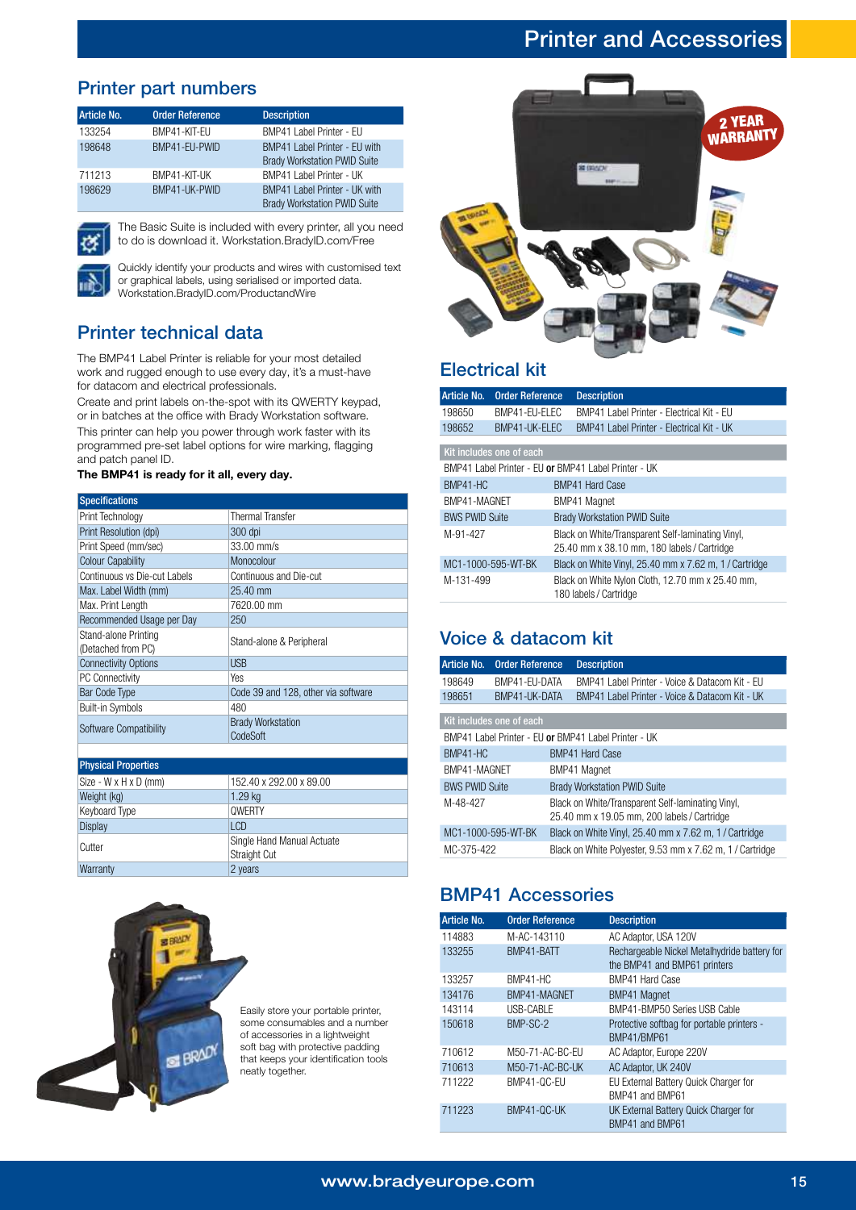# Printer and Accessories

## Printer part numbers

| Article No. | Order Reference | Description |
|---|---|---|
| 133254 | BMP41-KIT-EU | BMP41 Label Printer - EU |
| 198648 | BMP41-EU-PWID | BMP41 Label Printer - EU with Brady Workstation PWID Suite |
| 711213 | BMP41-KIT-UK | BMP41 Label Printer - UK |
| 198629 | BMP41-UK-PWID | BMP41 Label Printer - UK with Brady Workstation PWID Suite |

The Basic Suite is included with every printer, all you need to do is download it. Workstation.BradyID.com/Free

Quickly identify your products and wires with customised text or graphical labels, using serialised or imported data. Workstation.BradyID.com/ProductandWire

## Printer technical data

The BMP41 Label Printer is reliable for your most detailed work and rugged enough to use every day, it's a must-have for datacom and electrical professionals.

Create and print labels on-the-spot with its QWERTY keypad, or in batches at the office with Brady Workstation software.

This printer can help you power through work faster with its programmed pre-set label options for wire marking, flagging and patch panel ID.

**The BMP41 is ready for it all, every day.**

| Specifications | |
|---|---|
| Print Technology | Thermal Transfer |
| Print Resolution (dpi) | 300 dpi |
| Print Speed (mm/sec) | 33.00 mm/s |
| Colour Capability | Monocolour |
| Continuous vs Die-cut Labels | Continuous and Die-cut |
| Max. Label Width (mm) | 25.40 mm |
| Max. Print Length | 7620.00 mm |
| Recommended Usage per Day | 250 |
| Stand-alone Printing (Detached from PC) | Stand-alone & Peripheral |
| Connectivity Options | USB |
| PC Connectivity | Yes |
| Bar Code Type | Code 39 and 128, other via software |
| Built-in Symbols | 480 |
| Software Compatibility | Brady Workstation CodeSoft |

| Physical Properties | |
|---|---|
| Size - W x H x D (mm) | 152.40 x 292.00 x 89.00 |
| Weight (kg) | 1.29 kg |
| Keyboard Type | QWERTY |
| Display | LCD |
| Cutter | Single Hand Manual Actuate Straight Cut |
| Warranty | 2 years |

Easily store your portable printer, some consumables and a number of accessories in a lightweight soft bag with protective padding that keeps your identification tools neatly together.

2 YEAR WARRANTY

## Electrical kit

| Article No. | Order Reference | Description |
|---|---|---|
| 198650 | BMP41-EU-ELEC | BMP41 Label Printer - Electrical Kit - EU |
| 198652 | BMP41-UK-ELEC | BMP41 Label Printer - Electrical Kit - UK |

| Kit includes one of each | |
|---|---|
| BMP41 Label Printer - EU **or** BMP41 Label Printer - UK | |
| BMP41-HC | BMP41 Hard Case |
| BMP41-MAGNET | BMP41 Magnet |
| BWS PWID Suite | Brady Workstation PWID Suite |
| M-91-427 | Black on White/Transparent Self-laminating Vinyl, 25.40 mm x 38.10 mm, 180 labels / Cartridge |
| MC1-1000-595-WT-BK | Black on White Vinyl, 25.40 mm x 7.62 m, 1 / Cartridge |
| M-131-499 | Black on White Nylon Cloth, 12.70 mm x 25.40 mm, 180 labels / Cartridge |

## Voice & datacom kit

| Article No. | Order Reference | Description |
|---|---|---|
| 198649 | BMP41-EU-DATA | BMP41 Label Printer - Voice & Datacom Kit - EU |
| 198651 | BMP41-UK-DATA | BMP41 Label Printer - Voice & Datacom Kit - UK |

| Kit includes one of each | |
|---|---|
| BMP41 Label Printer - EU **or** BMP41 Label Printer - UK | |
| BMP41-HC | BMP41 Hard Case |
| BMP41-MAGNET | BMP41 Magnet |
| BWS PWID Suite | Brady Workstation PWID Suite |
| M-48-427 | Black on White/Transparent Self-laminating Vinyl, 25.40 mm x 19.05 mm, 200 labels / Cartridge |
| MC1-1000-595-WT-BK | Black on White Vinyl, 25.40 mm x 7.62 m, 1 / Cartridge |
| MC-375-422 | Black on White Polyester, 9.53 mm x 7.62 m, 1 / Cartridge |

## BMP41 Accessories

| Article No. | Order Reference | Description |
|---|---|---|
| 114883 | M-AC-143110 | AC Adaptor, USA 120V |
| 133255 | BMP41-BATT | Rechargeable Nickel Metalhydride battery for the BMP41 and BMP61 printers |
| 133257 | BMP41-HC | BMP41 Hard Case |
| 134176 | BMP41-MAGNET | BMP41 Magnet |
| 143114 | USB-CABLE | BMP41-BMP50 Series USB Cable |
| 150618 | BMP-SC-2 | Protective softbag for portable printers - BMP41/BMP61 |
| 710612 | M50-71-AC-BC-EU | AC Adaptor, Europe 220V |
| 710613 | M50-71-AC-BC-UK | AC Adaptor, UK 240V |
| 711222 | BMP41-QC-EU | EU External Battery Quick Charger for BMP41 and BMP61 |
| 711223 | BMP41-QC-UK | UK External Battery Quick Charger for BMP41 and BMP61 |

www.bradyeurope.com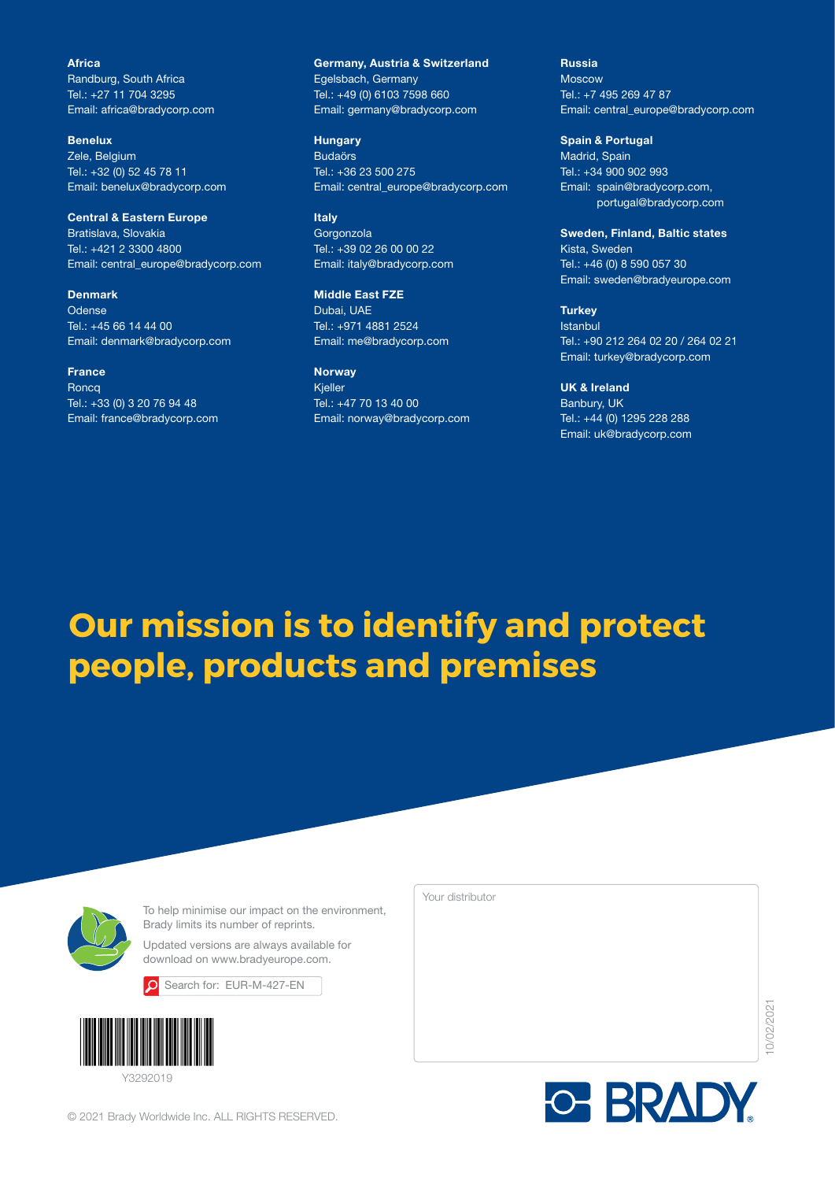**Africa**
Randburg, South Africa
Tel.: +27 11 704 3295
Email: africa@bradycorp.com

**Benelux**
Zele, Belgium
Tel.: +32 (0) 52 45 78 11
Email: benelux@bradycorp.com

**Central & Eastern Europe**
Bratislava, Slovakia
Tel.: +421 2 3300 4800
Email: central_europe@bradycorp.com

**Denmark**
Odense
Tel.: +45 66 14 44 00
Email: denmark@bradycorp.com

**France**
Roncq
Tel.: +33 (0) 3 20 76 94 48
Email: france@bradycorp.com

**Germany, Austria & Switzerland**
Egelsbach, Germany
Tel.: +49 (0) 6103 7598 660
Email: germany@bradycorp.com

**Hungary**
Budaörs
Tel.: +36 23 500 275
Email: central_europe@bradycorp.com

**Italy**
Gorgonzola
Tel.: +39 02 26 00 00 22
Email: italy@bradycorp.com

**Middle East FZE**
Dubai, UAE
Tel.: +971 4881 2524
Email: me@bradycorp.com

**Norway**
Kjeller
Tel.: +47 70 13 40 00
Email: norway@bradycorp.com

**Russia**
Moscow
Tel.: +7 495 269 47 87
Email: central_europe@bradycorp.com

**Spain & Portugal**
Madrid, Spain
Tel.: +34 900 902 993
Email: spain@bradycorp.com, portugal@bradycorp.com

**Sweden, Finland, Baltic states**
Kista, Sweden
Tel.: +46 (0) 8 590 057 30
Email: sweden@bradyeurope.com

**Turkey**
Istanbul
Tel.: +90 212 264 02 20 / 264 02 21
Email: turkey@bradycorp.com

**UK & Ireland**
Banbury, UK
Tel.: +44 (0) 1295 228 288
Email: uk@bradycorp.com

# Our mission is to identify and protect people, products and premises

To help minimise our impact on the environment, Brady limits its number of reprints.

Updated versions are always available for download on www.bradyeurope.com.

Search for: EUR-M-427-EN

Y3292019

Your distributor

10/02/2021

BRADY

© 2021 Brady Worldwide Inc. ALL RIGHTS RESERVED.